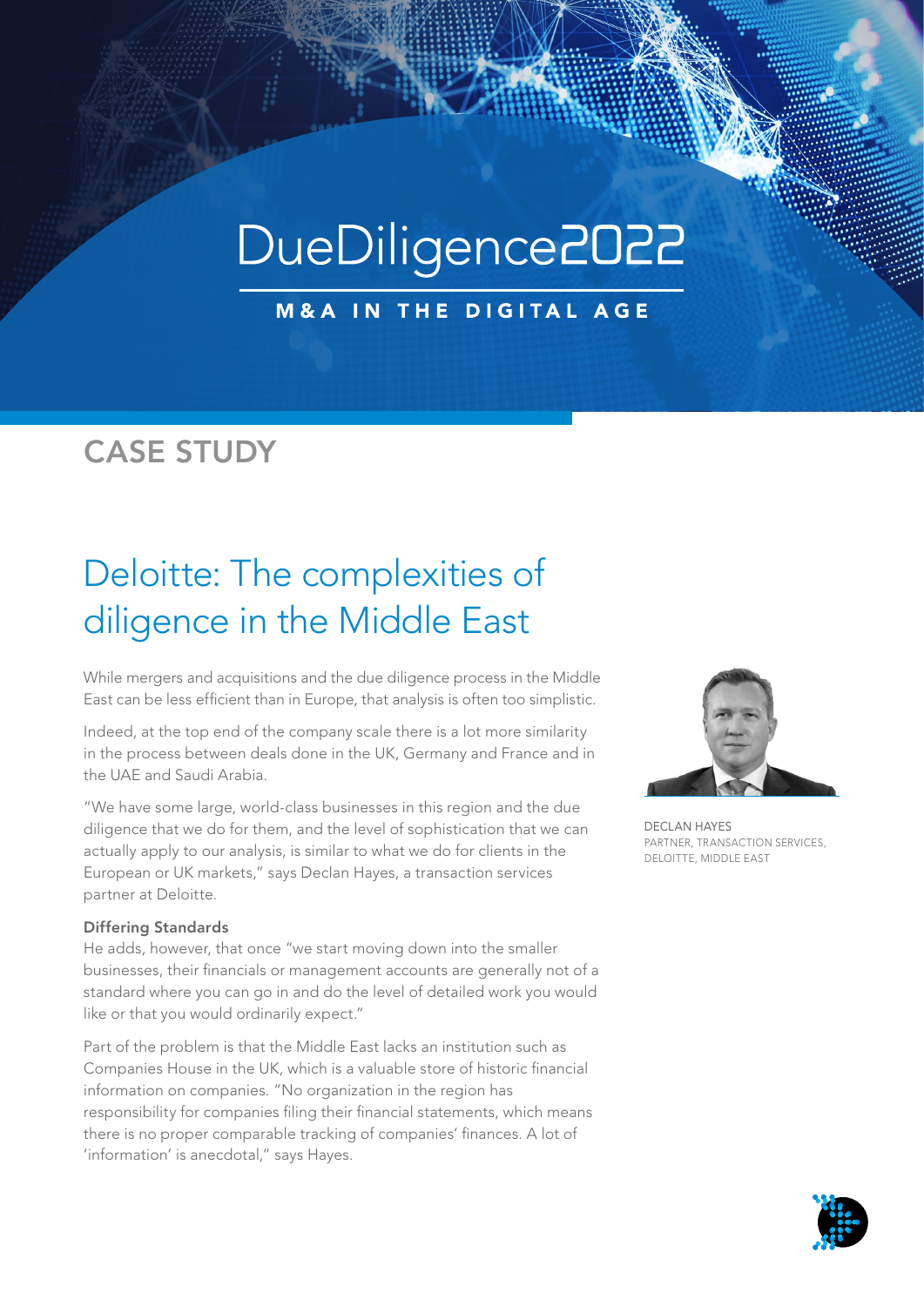# DueDiligence2022

**M&A IN THE DIGITAL AGE**

## CASE STUDY

# Deloitte: The complexities of diligence in the Middle East

While mergers and acquisitions and the due diligence process in the Middle East can be less efficient than in Europe, that analysis is often too simplistic.

Indeed, at the top end of the company scale there is a lot more similarity in the process between deals done in the UK, Germany and France and in the UAE and Saudi Arabia.

"We have some large, world-class businesses in this region and the due diligence that we do for them, and the level of sophistication that we can actually apply to our analysis, is similar to what we do for clients in the European or UK markets," says Declan Hayes, a transaction services partner at Deloitte.

DECLAN HAYES
PARTNER, TRANSACTION SERVICES, DELOITTE, MIDDLE EAST

### Differing Standards

He adds, however, that once "we start moving down into the smaller businesses, their financials or management accounts are generally not of a standard where you can go in and do the level of detailed work you would like or that you would ordinarily expect."

Part of the problem is that the Middle East lacks an institution such as Companies House in the UK, which is a valuable store of historic financial information on companies. "No organization in the region has responsibility for companies filing their financial statements, which means there is no proper comparable tracking of companies' finances. A lot of 'information' is anecdotal," says Hayes.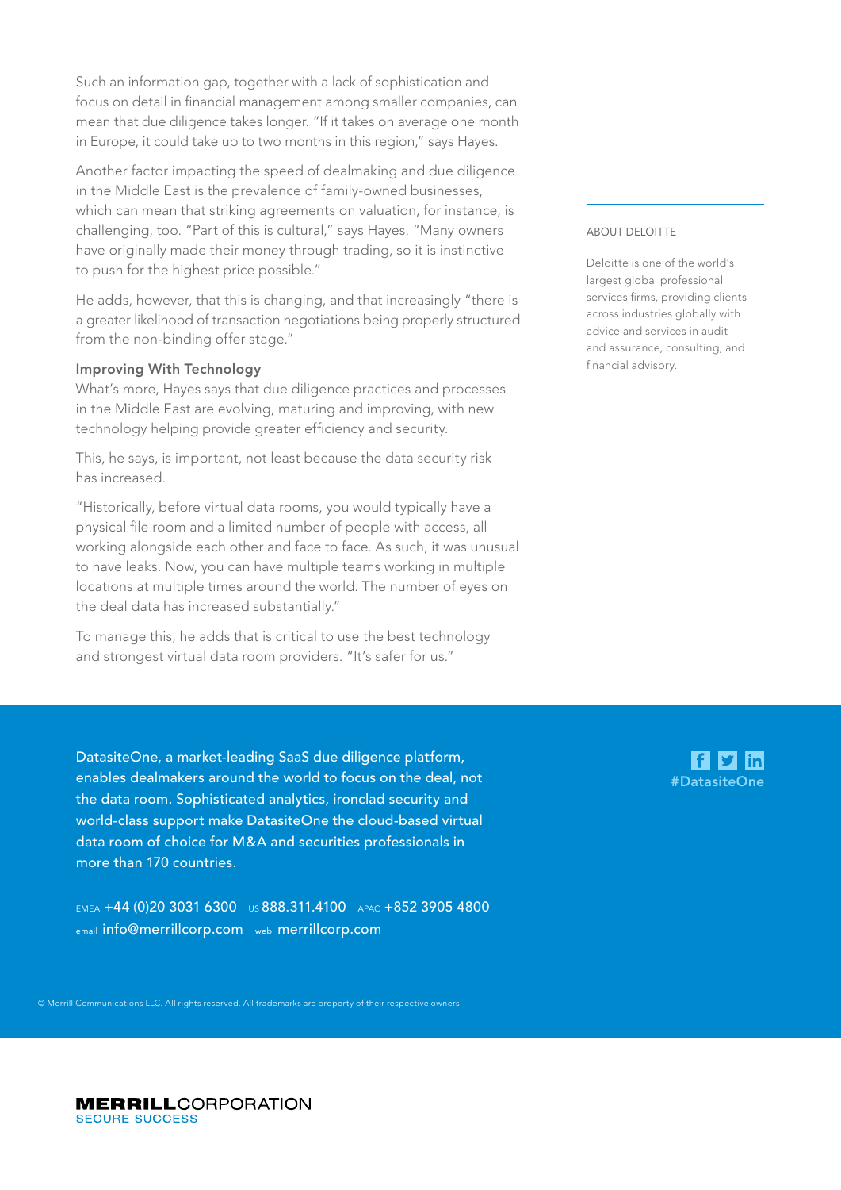Such an information gap, together with a lack of sophistication and focus on detail in financial management among smaller companies, can mean that due diligence takes longer. "If it takes on average one month in Europe, it could take up to two months in this region," says Hayes.

Another factor impacting the speed of dealmaking and due diligence in the Middle East is the prevalence of family-owned businesses, which can mean that striking agreements on valuation, for instance, is challenging, too. "Part of this is cultural," says Hayes. "Many owners have originally made their money through trading, so it is instinctive to push for the highest price possible."

He adds, however, that this is changing, and that increasingly "there is a greater likelihood of transaction negotiations being properly structured from the non-binding offer stage."

### Improving With Technology

What's more, Hayes says that due diligence practices and processes in the Middle East are evolving, maturing and improving, with new technology helping provide greater efficiency and security.

This, he says, is important, not least because the data security risk has increased.

"Historically, before virtual data rooms, you would typically have a physical file room and a limited number of people with access, all working alongside each other and face to face. As such, it was unusual to have leaks. Now, you can have multiple teams working in multiple locations at multiple times around the world. The number of eyes on the deal data has increased substantially."

To manage this, he adds that is critical to use the best technology and strongest virtual data room providers. "It's safer for us."

#### ABOUT DELOITTE

Deloitte is one of the world's largest global professional services firms, providing clients across industries globally with advice and services in audit and assurance, consulting, and financial advisory.

DatasiteOne, a market-leading SaaS due diligence platform, enables dealmakers around the world to focus on the deal, not the data room. Sophisticated analytics, ironclad security and world-class support make DatasiteOne the cloud-based virtual data room of choice for M&A and securities professionals in more than 170 countries.

#DatasiteOne

EMEA +44 (0)20 3031 6300 US 888.311.4100 APAC +852 3905 4800
email info@merrillcorp.com web merrillcorp.com

© Merrill Communications LLC. All rights reserved. All trademarks are property of their respective owners.

**MERRILL**CORPORATION
SECURE SUCCESS